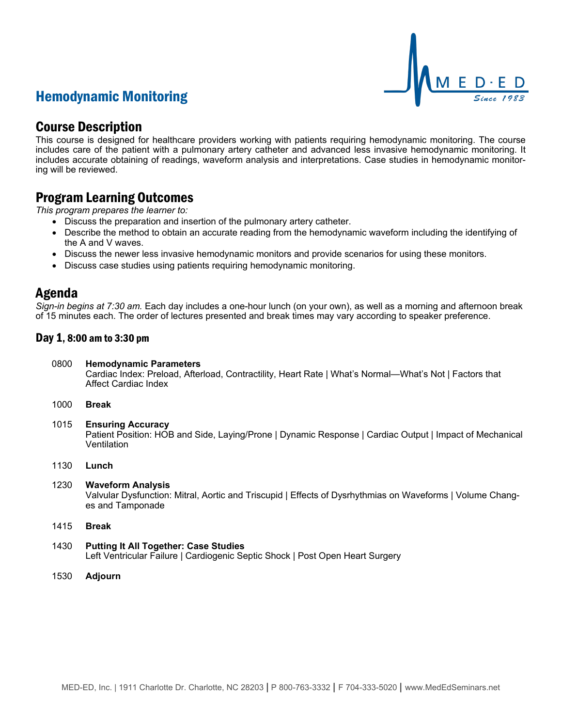# Hemodynamic Monitoring

## Course Description

This course is designed for healthcare providers working with patients requiring hemodynamic monitoring. The course includes care of the patient with a pulmonary artery catheter and advanced less invasive hemodynamic monitoring. It includes accurate obtaining of readings, waveform analysis and interpretations. Case studies in hemodynamic monitoring will be reviewed.

## Program Learning Outcomes

*This program prepares the learner to:*

- Discuss the preparation and insertion of the pulmonary artery catheter.
- Describe the method to obtain an accurate reading from the hemodynamic waveform including the identifying of the A and V waves.
- Discuss the newer less invasive hemodynamic monitors and provide scenarios for using these monitors.
- Discuss case studies using patients requiring hemodynamic monitoring.

## Agenda

*Sign-in begins at 7:30 am.* Each day includes a one-hour lunch (on your own), as well as a morning and afternoon break of 15 minutes each. The order of lectures presented and break times may vary according to speaker preference.

### Day 1, 8:00 am to 3:30 pm

0800 **Hemodynamic Parameters**
Cardiac Index: Preload, Afterload, Contractility, Heart Rate | What's Normal—What's Not | Factors that Affect Cardiac Index

1000 **Break**

1015 **Ensuring Accuracy**
Patient Position: HOB and Side, Laying/Prone | Dynamic Response | Cardiac Output | Impact of Mechanical Ventilation

1130 **Lunch**

1230 **Waveform Analysis**
Valvular Dysfunction: Mitral, Aortic and Triscupid | Effects of Dysrhythmias on Waveforms | Volume Changes and Tamponade

1415 **Break**

1430 **Putting It All Together: Case Studies**
Left Ventricular Failure | Cardiogenic Septic Shock | Post Open Heart Surgery

1530 **Adjourn**

MED-ED, Inc. | 1911 Charlotte Dr. Charlotte, NC 28203 | P 800-763-3332 | F 704-333-5020 | www.MedEdSeminars.net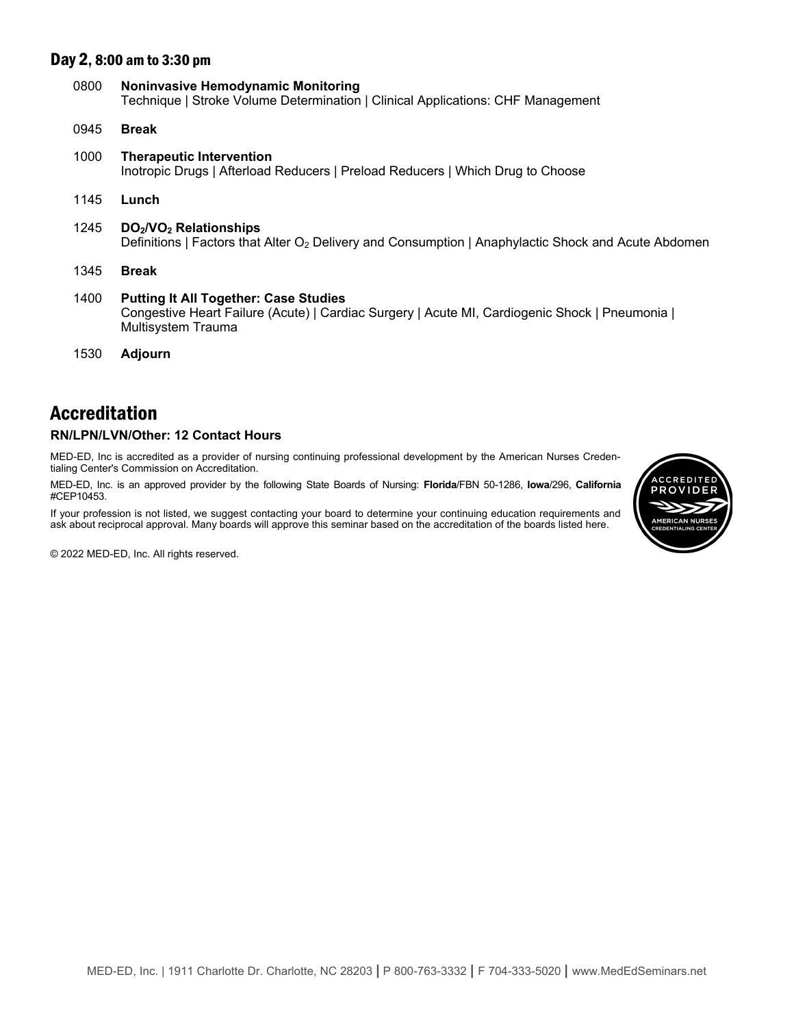## Day 2, 8:00 am to 3:30 pm

0800 **Noninvasive Hemodynamic Monitoring**
Technique | Stroke Volume Determination | Clinical Applications: CHF Management

0945 **Break**

1000 **Therapeutic Intervention**
Inotropic Drugs | Afterload Reducers | Preload Reducers | Which Drug to Choose

1145 **Lunch**

1245 **$DO_2$/$VO_2$ Relationships**
Definitions | Factors that Alter $O_2$ Delivery and Consumption | Anaphylactic Shock and Acute Abdomen

1345 **Break**

1400 **Putting It All Together: Case Studies**
Congestive Heart Failure (Acute) | Cardiac Surgery | Acute MI, Cardiogenic Shock | Pneumonia | Multisystem Trauma

1530 **Adjourn**

## Accreditation

**RN/LPN/LVN/Other: 12 Contact Hours**

MED-ED, Inc is accredited as a provider of nursing continuing professional development by the American Nurses Credentialing Center's Commission on Accreditation.

MED-ED, Inc. is an approved provider by the following State Boards of Nursing: **Florida**/FBN 50-1286, **Iowa**/296, **California** #CEP10453.

If your profession is not listed, we suggest contacting your board to determine your continuing education requirements and ask about reciprocal approval. Many boards will approve this seminar based on the accreditation of the boards listed here.

ACCREDITED PROVIDER
AMERICAN NURSES CREDENTIALING CENTER

© 2022 MED-ED, Inc. All rights reserved.

MED-ED, Inc. | 1911 Charlotte Dr. Charlotte, NC 28203 | P 800-763-3332 | F 704-333-5020 | www.MedEdSeminars.net